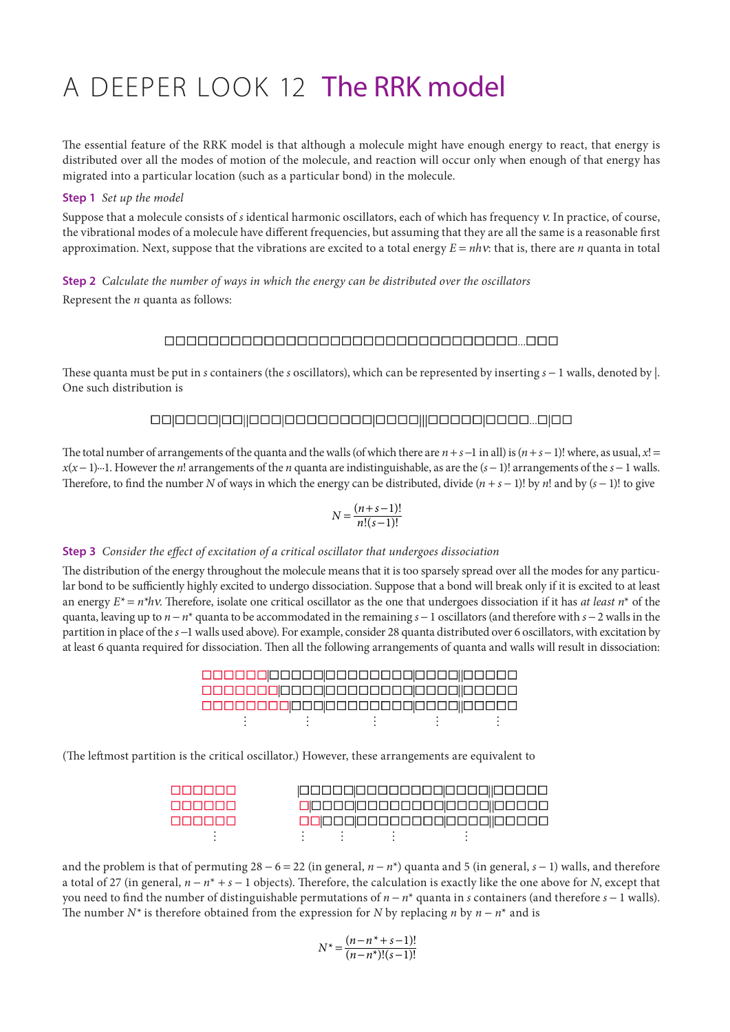# A DEEPER LOOK 12 The RRK model

The essential feature of the RRK model is that although a molecule might have enough energy to react, that energy is distributed over all the modes of motion of the molecule, and reaction will occur only when enough of that energy has migrated into a particular location (such as a particular bond) in the molecule.

**Step 1** *Set up the model*

Suppose that a molecule consists of $s$ identical harmonic oscillators, each of which has frequency $\nu$. In practice, of course, the vibrational modes of a molecule have different frequencies, but assuming that they are all the same is a reasonable first approximation. Next, suppose that the vibrations are excited to a total energy $E = nh\nu$: that is, there are $n$ quanta in total

**Step 2** *Calculate the number of ways in which the energy can be distributed over the oscillators*

Represent the $n$ quanta as follows:

□□□□□□□□□□□□□□□□□□□□□□□□□□□□□□□□□□…□□□

These quanta must be put in $s$ containers (the $s$ oscillators), which can be represented by inserting $s-1$ walls, denoted by |. One such distribution is

□□|□□□□|□□||□□□|□□□□□□□□□|□□□□|||□□□□□|□□□□…□|□□

The total number of arrangements of the quanta and the walls (of which there are $n+s-1$ in all) is $(n+s-1)!$ where, as usual, $x! = x(x-1)\cdots1$. However the $n!$ arrangements of the $n$ quanta are indistinguishable, as are the $(s-1)!$ arrangements of the $s-1$ walls. Therefore, to find the number $N$ of ways in which the energy can be distributed, divide $(n+s-1)!$ by $n!$ and by $(s-1)!$ to give

$$N = \frac{(n+s-1)!}{n!(s-1)!}$$

**Step 3** *Consider the effect of excitation of a critical oscillator that undergoes dissociation*

The distribution of the energy throughout the molecule means that it is too sparsely spread over all the modes for any particular bond to be sufficiently highly excited to undergo dissociation. Suppose that a bond will break only if it is excited to at least an energy $E^* = n^*h\nu$. Therefore, isolate one critical oscillator as the one that undergoes dissociation if it has *at least* $n^*$ of the quanta, leaving up to $n-n^*$ quanta to be accommodated in the remaining $s-1$ oscillators (and therefore with $s-2$ walls in the partition in place of the $s-1$ walls used above). For example, consider 28 quanta distributed over 6 oscillators, with excitation by at least 6 quanta required for dissociation. Then all the following arrangements of quanta and walls will result in dissociation:

□□□□□□|□□□□□|□□□□□□□□□|□□□□||□□□□□
□□□□□□□|□□□□|□□□□□□□□□|□□□□||□□□□□
□□□□□□□□|□□□|□□□□□□□□□|□□□□||□□□□□
⋮ ⋮ ⋮ ⋮ ⋮

(The leftmost partition is the critical oscillator.) However, these arrangements are equivalent to

□□□□□□ |□□□□□|□□□□□□□□□|□□□□||□□□□□
□□□□□□ □|□□□□|□□□□□□□□□|□□□□||□□□□□
□□□□□□ □□|□□□|□□□□□□□□□|□□□□||□□□□□
⋮ ⋮ ⋮ ⋮ ⋮

and the problem is that of permuting $28-6=22$ (in general, $n-n^*$) quanta and 5 (in general, $s-1$) walls, and therefore a total of 27 (in general, $n-n^*+s-1$ objects). Therefore, the calculation is exactly like the one above for $N$, except that you need to find the number of distinguishable permutations of $n-n^*$ quanta in $s$ containers (and therefore $s-1$ walls). The number $N^*$ is therefore obtained from the expression for $N$ by replacing $n$ by $n-n^*$ and is

$$N^* = \frac{(n-n^*+s-1)!}{(n-n^*)!(s-1)!}$$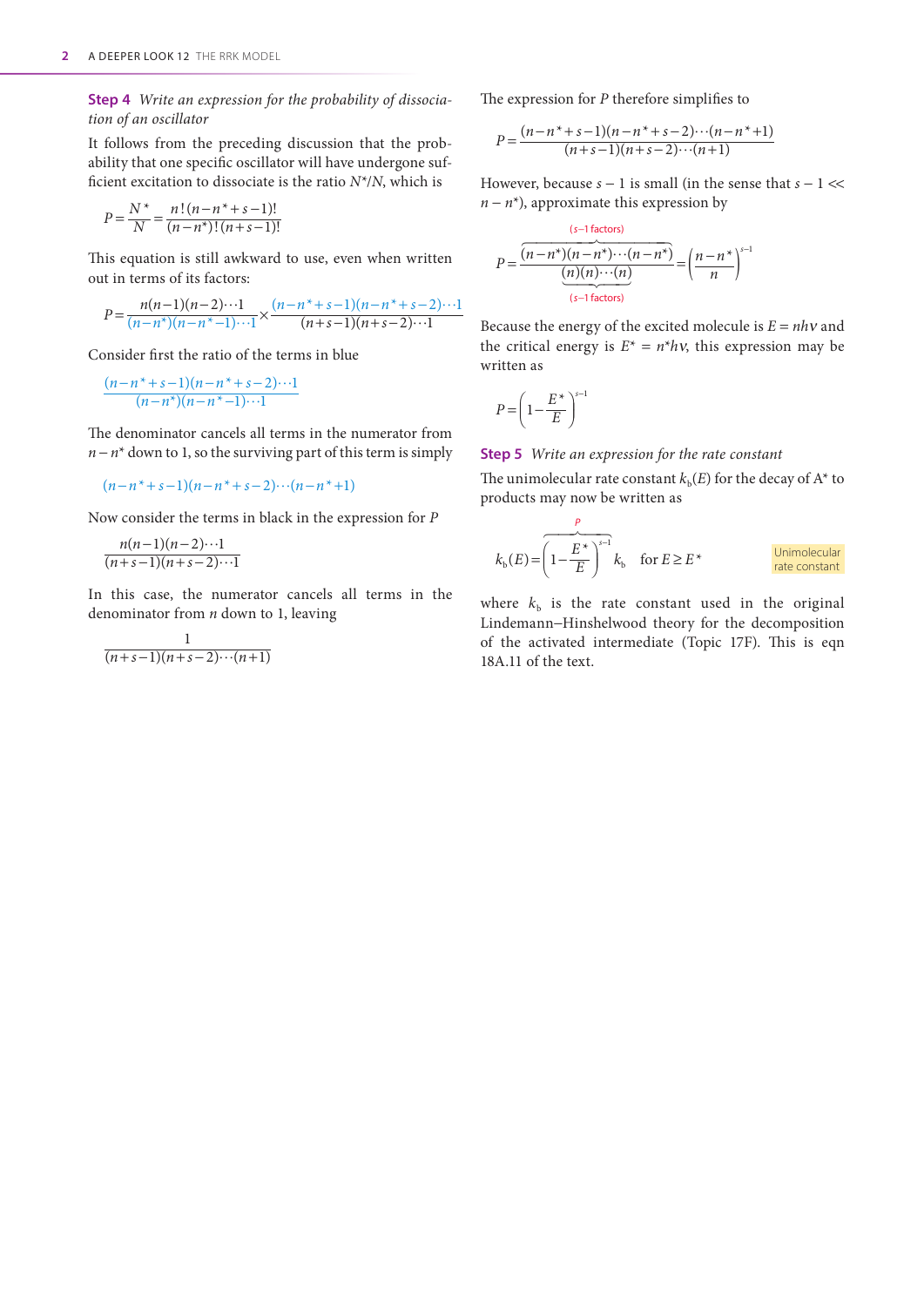**Step 4** *Write an expression for the probability of dissociation of an oscillator*

It follows from the preceding discussion that the probability that one specific oscillator will have undergone sufficient excitation to dissociate is the ratio $N^*/N$, which is

$$P = \frac{N^*}{N} = \frac{n!(n-n^*+s-1)!}{(n-n^*)!(n+s-1)!}$$

This equation is still awkward to use, even when written out in terms of its factors:

$$P = \frac{n(n-1)(n-2)\cdots 1}{(n-n^*)(n-n^*-1)\cdots 1} \times \frac{(n-n^*+s-1)(n-n^*+s-2)\cdots 1}{(n+s-1)(n+s-2)\cdots 1}$$

Consider first the ratio of the terms in blue

$$\frac{(n-n^*+s-1)(n-n^*+s-2)\cdots 1}{(n-n^*)(n-n^*-1)\cdots 1}$$

The denominator cancels all terms in the numerator from $n-n^*$ down to 1, so the surviving part of this term is simply

$$(n-n^*+s-1)(n-n^*+s-2)\cdots(n-n^*+1)$$

Now consider the terms in black in the expression for $P$

$$\frac{n(n-1)(n-2)\cdots 1}{(n+s-1)(n+s-2)\cdots 1}$$

In this case, the numerator cancels all terms in the denominator from $n$ down to 1, leaving

$$\frac{1}{(n+s-1)(n+s-2)\cdots(n+1)}$$

The expression for $P$ therefore simplifies to

$$P = \frac{(n-n^*+s-1)(n-n^*+s-2)\cdots(n-n^*+1)}{(n+s-1)(n+s-2)\cdots(n+1)}$$

However, because $s-1$ is small (in the sense that $s-1 \ll n-n^*$), approximate this expression by

$$P = \frac{\overbrace{(n-n^*)(n-n^*)\cdots(n-n^*)}^{(s-1 \text{ factors})}}{\underbrace{(n)(n)\cdots(n)}_{(s-1 \text{ factors})}} = \left(\frac{n-n^*}{n}\right)^{s-1}$$

Because the energy of the excited molecule is $E = nh\nu$ and the critical energy is $E^* = n^*h\nu$, this expression may be written as

$$P = \left(1 - \frac{E^*}{E}\right)^{s-1}$$

**Step 5** *Write an expression for the rate constant*

The unimolecular rate constant $k_b(E)$ for the decay of $A^*$ to products may now be written as

$$k_b(E) = \overbrace{\left(1 - \frac{E^*}{E}\right)^{s-1}}^{P} k_b \quad \text{for } E \geq E^*$$

Unimolecular rate constant

where $k_b$ is the rate constant used in the original Lindemann–Hinshelwood theory for the decomposition of the activated intermediate (Topic 17F). This is eqn 18A.11 of the text.